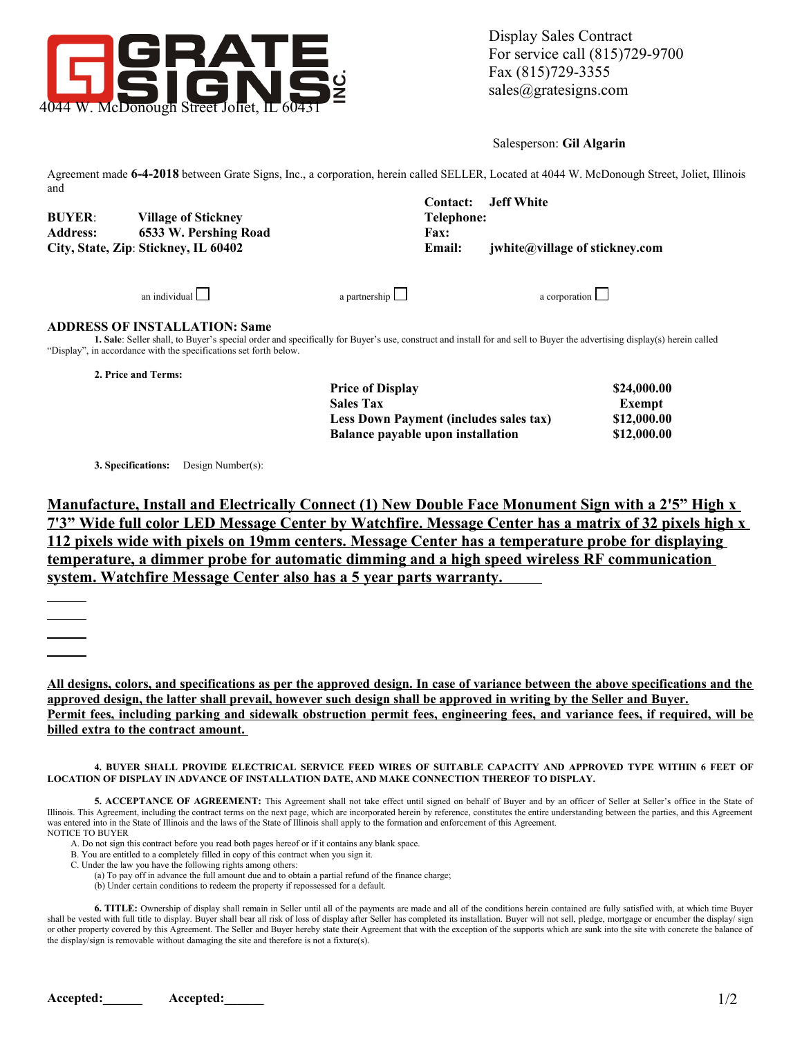# GRATE SIGNS INC.

4044 W. McDonough Street Joliet, IL 60431

Display Sales Contract
For service call (815)729-9700
Fax (815)729-3355
sales@gratesigns.com

Salesperson: **Gil Algarin**

Agreement made **6-4-2018** between Grate Signs, Inc., a corporation, herein called SELLER, Located at 4044 W. McDonough Street, Joliet, Illinois and

| | | | |
|---|---|---|---|
| | | **Contact:** | **Jeff White** |
| **BUYER**: | **Village of Stickney** | **Telephone:** | |
| **Address:** | **6533 W. Pershing Road** | **Fax:** | |
| **City, State, Zip**: | **Stickney, IL 60402** | **Email:** | **jwhite@village of stickney.com** |

an individual ☐ a partnership ☐ a corporation ☐

**ADDRESS OF INSTALLATION: Same**

**1. Sale**: Seller shall, to Buyer's special order and specifically for Buyer's use, construct and install for and sell to Buyer the advertising display(s) herein called "Display", in accordance with the specifications set forth below.

**2. Price and Terms:**

| | |
|---|---|
| **Price of Display** | **$24,000.00** |
| **Sales Tax** | **Exempt** |
| **Less Down Payment (includes sales tax)** | **$12,000.00** |
| **Balance payable upon installation** | **$12,000.00** |

**3. Specifications:** Design Number(s):

**Manufacture, Install and Electrically Connect (1) New Double Face Monument Sign with a 2'5" High x 7'3" Wide full color LED Message Center by Watchfire. Message Center has a matrix of 32 pixels high x 112 pixels wide with pixels on 19mm centers. Message Center has a temperature probe for displaying temperature, a dimmer probe for automatic dimming and a high speed wireless RF communication system. Watchfire Message Center also has a 5 year parts warranty.**

**All designs, colors, and specifications as per the approved design. In case of variance between the above specifications and the approved design, the latter shall prevail, however such design shall be approved in writing by the Seller and Buyer. Permit fees, including parking and sidewalk obstruction permit fees, engineering fees, and variance fees, if required, will be billed extra to the contract amount.**

**4. BUYER SHALL PROVIDE ELECTRICAL SERVICE FEED WIRES OF SUITABLE CAPACITY AND APPROVED TYPE WITHIN 6 FEET OF LOCATION OF DISPLAY IN ADVANCE OF INSTALLATION DATE, AND MAKE CONNECTION THEREOF TO DISPLAY.**

**5. ACCEPTANCE OF AGREEMENT:** This Agreement shall not take effect until signed on behalf of Buyer and by an officer of Seller at Seller's office in the State of Illinois. This Agreement, including the contract terms on the next page, which are incorporated herein by reference, constitutes the entire understanding between the parties, and this Agreement was entered into in the State of Illinois and the laws of the State of Illinois shall apply to the formation and enforcement of this Agreement.

NOTICE TO BUYER

A. Do not sign this contract before you read both pages hereof or if it contains any blank space.
B. You are entitled to a completely filled in copy of this contract when you sign it.
C. Under the law you have the following rights among others:
   (a) To pay off in advance the full amount due and to obtain a partial refund of the finance charge;
   (b) Under certain conditions to redeem the property if repossessed for a default.

**6. TITLE:** Ownership of display shall remain in Seller until all of the payments are made and all of the conditions herein contained are fully satisfied with, at which time Buyer shall be vested with full title to display. Buyer shall bear all risk of loss of display after Seller has completed its installation. Buyer will not sell, pledge, mortgage or encumber the display/ sign or other property covered by this Agreement. The Seller and Buyer hereby state their Agreement that with the exception of the supports which are sunk into the site with concrete the balance of the display/sign is removable without damaging the site and therefore is not a fixture(s).

**Accepted:______** **Accepted:______**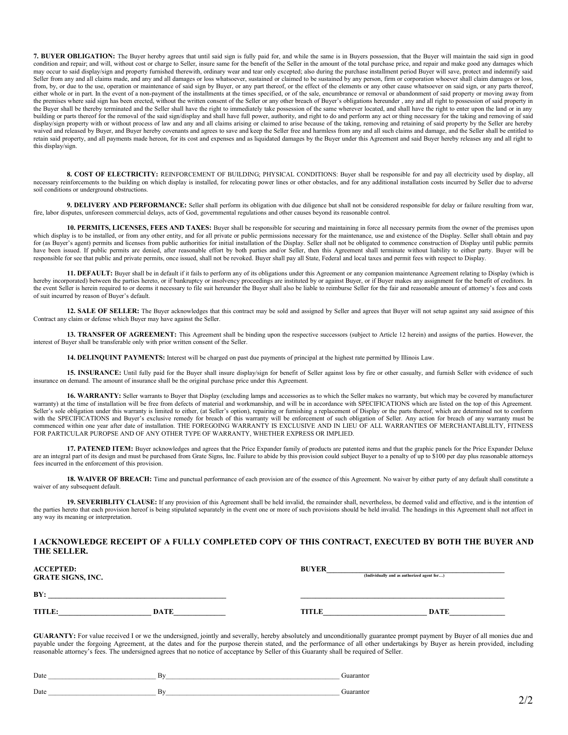**7. BUYER OBLIGATION:** The Buyer hereby agrees that until said sign is fully paid for, and while the same is in Buyers possession, that the Buyer will maintain the said sign in good condition and repair; and will, without cost or charge to Seller, insure same for the benefit of the Seller in the amount of the total purchase price, and repair and make good any damages which may occur to said display/sign and property furnished therewith, ordinary wear and tear only excepted; also during the purchase installment period Buyer will save, protect and indemnify said Seller from any and all claims made, and any and all damages or loss whatsoever, sustained or claimed to be sustained by any person, firm or corporation whoever shall claim damages or loss, from, by, or due to the use, operation or maintenance of said sign by Buyer, or any part thereof, or the effect of the elements or any other cause whatsoever on said sign, or any parts thereof, either whole or in part. In the event of a non-payment of the installments at the times specified, or of the sale, encumbrance or removal or abandonment of said property or moving away from the premises where said sign has been erected, without the written consent of the Seller or any other breach of Buyer's obligations hereunder , any and all right to possession of said property in the Buyer shall be thereby terminated and the Seller shall have the right to immediately take possession of the same wherever located, and shall have the right to enter upon the land or in any building or parts thereof for the removal of the said sign/display and shall have full power, authority, and right to do and perform any act or thing necessary for the taking and removing of said display/sign property with or without process of law and any and all claims arising or claimed to arise because of the taking, removing and retaining of said property by the Seller are hereby waived and released by Buyer, and Buyer hereby covenants and agrees to save and keep the Seller free and harmless from any and all such claims and damage, and the Seller shall be entitled to retain said property, and all payments made hereon, for its cost and expenses and as liquidated damages by the Buyer under this Agreement and said Buyer hereby releases any and all right to this display/sign.

**8. COST OF ELECTRICITY:** REINFORCEMENT OF BUILDING; PHYSICAL CONDITIONS: Buyer shall be responsible for and pay all electricity used by display, all necessary reinforcements to the building on which display is installed, for relocating power lines or other obstacles, and for any additional installation costs incurred by Seller due to adverse soil conditions or underground obstructions.

**9. DELIVERY AND PERFORMANCE:** Seller shall perform its obligation with due diligence but shall not be considered responsible for delay or failure resulting from war, fire, labor disputes, unforeseen commercial delays, acts of God, governmental regulations and other causes beyond its reasonable control.

**10. PERMITS, LICENSES, FEES AND TAXES:** Buyer shall be responsible for securing and maintaining in force all necessary permits from the owner of the premises upon which display is to be installed, or from any other entity, and for all private or public permissions necessary for the maintenance, use and existence of the Display. Seller shall obtain and pay for (as Buyer's agent) permits and licenses from public authorities for initial installation of the Display. Seller shall not be obligated to commence construction of Display until public permits have been issued. If public permits are denied, after reasonable effort by both parties and/or Seller, then this Agreement shall terminate without liability to either party. Buyer will be responsible for see that public and private permits, once issued, shall not be revoked. Buyer shall pay all State, Federal and local taxes and permit fees with respect to Display.

**11. DEFAULT:** Buyer shall be in default if it fails to perform any of its obligations under this Agreement or any companion maintenance Agreement relating to Display (which is hereby incorporated) between the parties hereto, or if bankruptcy or insolvency proceedings are instituted by or against Buyer, or if Buyer makes any assignment for the benefit of creditors. In the event Seller is herein required to or deems it necessary to file suit hereunder the Buyer shall also be liable to reimburse Seller for the fair and reasonable amount of attorney's fees and costs of suit incurred by reason of Buyer's default.

**12. SALE OF SELLER:** The Buyer acknowledges that this contract may be sold and assigned by Seller and agrees that Buyer will not setup against any said assignee of this Contract any claim or defense which Buyer may have against the Seller.

**13. TRANSFER OF AGREEMENT:** This Agreement shall be binding upon the respective successors (subject to Article 12 herein) and assigns of the parties. However, the interest of Buyer shall be transferable only with prior written consent of the Seller.

**14. DELINQUINT PAYMENTS:** Interest will be charged on past due payments of principal at the highest rate permitted by Illinois Law.

**15. INSURANCE:** Until fully paid for the Buyer shall insure display/sign for benefit of Seller against loss by fire or other casualty, and furnish Seller with evidence of such insurance on demand. The amount of insurance shall be the original purchase price under this Agreement.

**16. WARRANTY:** Seller warrants to Buyer that Display (excluding lamps and accessories as to which the Seller makes no warranty, but which may be covered by manufacturer warranty) at the time of installation will be free from defects of material and workmanship, and will be in accordance with SPECIFICATIONS which are listed on the top of this Agreement. Seller's sole obligation under this warranty is limited to either, (at Seller's option), repairing or furnishing a replacement of Display or the parts thereof, which are determined not to conform with the SPECIFICATIONS and Buyer's exclusive remedy for breach of this warranty will be enforcement of such obligation of Seller. Any action for breach of any warranty must be commenced within one year after date of installation. THE FOREGOING WARRANTY IS EXCLUSIVE AND IN LIEU OF ALL WARRANTIES OF MERCHANTABLILTY, FITNESS FOR PARTICULAR PUROPSE AND OF ANY OTHER TYPE OF WARRANTY, WHETHER EXPRESS OR IMPLIED.

**17. PATENED ITEM:** Buyer acknowledges and agrees that the Price Expander family of products are patented items and that the graphic panels for the Price Expander Deluxe are an integral part of its design and must be purchased from Grate Signs, Inc. Failure to abide by this provision could subject Buyer to a penalty of up to $100 per day plus reasonable attorneys fees incurred in the enforcement of this provision.

**18. WAIVER OF BREACH:** Time and punctual performance of each provision are of the essence of this Agreement. No waiver by either party of any default shall constitute a waiver of any subsequent default.

**19. SEVERIBLITY CLAUSE:** If any provision of this Agreement shall be held invalid, the remainder shall, nevertheless, be deemed valid and effective, and is the intention of the parties hereto that each provision hereof is being stipulated separately in the event one or more of such provisions should be held invalid. The headings in this Agreement shall not affect in any way its meaning or interpretation.

**I ACKNOWLEDGE RECEIPT OF A FULLY COMPLETED COPY OF THIS CONTRACT, EXECUTED BY BOTH THE BUYER AND THE SELLER.**

**ACCEPTED:**
**GRATE SIGNS, INC.**

**BY:** ______________________________________________

**TITLE:**________________________ **DATE**_____________

**BUYER**______________________________________________
(Individually and as authorized agent for…)

______________________________________________

**TITLE**___________________________ **DATE**______________

**GUARANTY:** For value received I or we the undersigned, jointly and severally, hereby absolutely and unconditionally guarantee prompt payment by Buyer of all monies due and payable under the forgoing Agreement, at the dates and for the purpose therein stated, and the performance of all other undertakings by Buyer as herein provided, including reasonable attorney's fees. The undersigned agrees that no notice of acceptance by Seller of this Guaranty shall be required of Seller.

Date ______________________________ By__________________________________________________ Guarantor

Date ______________________________ By__________________________________________________ Guarantor